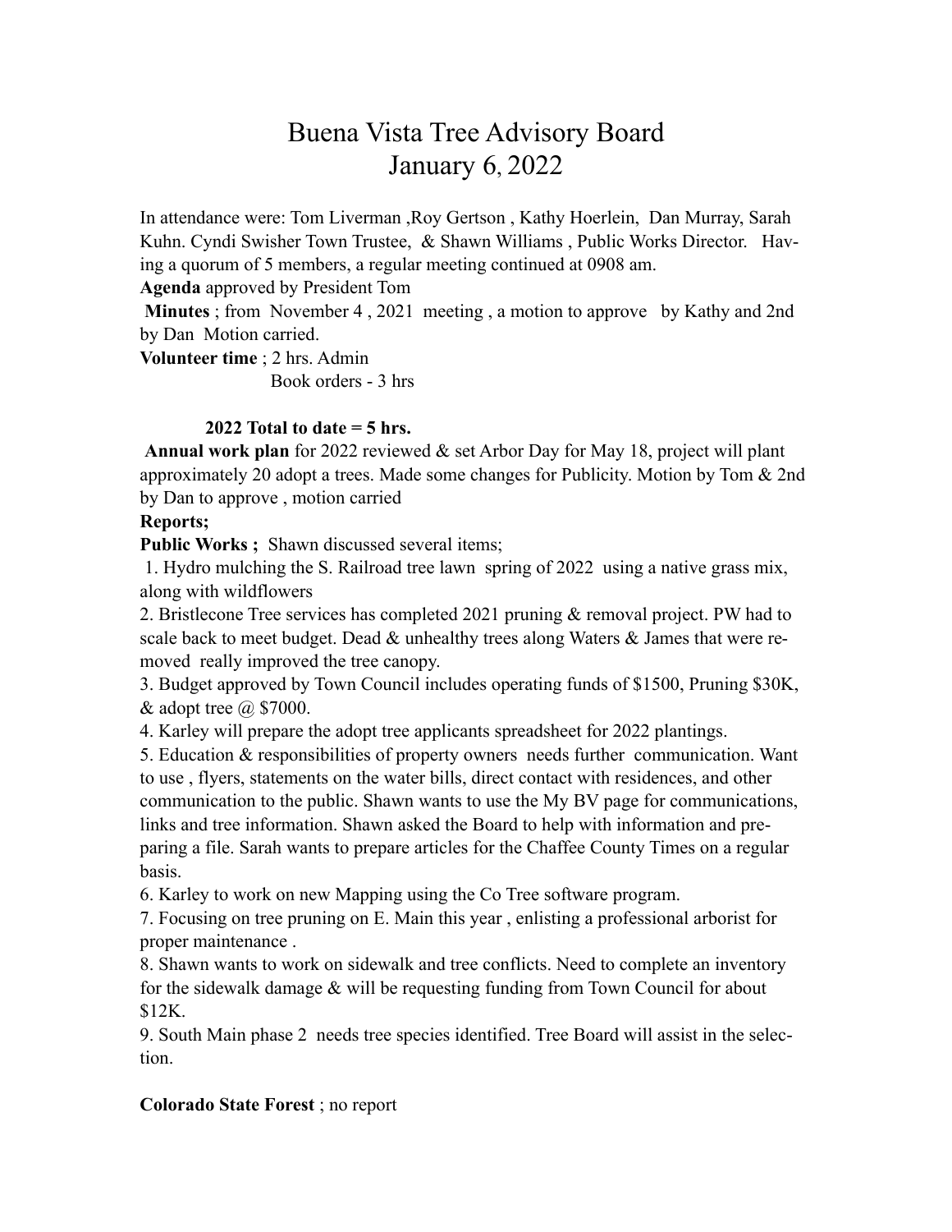# Buena Vista Tree Advisory Board
## January 6, 2022

In attendance were: Tom Liverman ,Roy Gertson , Kathy Hoerlein, Dan Murray, Sarah Kuhn. Cyndi Swisher Town Trustee, & Shawn Williams , Public Works Director. Having a quorum of 5 members, a regular meeting continued at 0908 am.

**Agenda** approved by President Tom

**Minutes** ; from November 4 , 2021 meeting , a motion to approve by Kathy and 2nd by Dan Motion carried.

**Volunteer time** ; 2 hrs. Admin
Book orders - 3 hrs

**2022 Total to date = 5 hrs.**

**Annual work plan** for 2022 reviewed & set Arbor Day for May 18, project will plant approximately 20 adopt a trees. Made some changes for Publicity. Motion by Tom & 2nd by Dan to approve , motion carried

**Reports;**

**Public Works ;** Shawn discussed several items;

1. Hydro mulching the S. Railroad tree lawn spring of 2022 using a native grass mix, along with wildflowers
2. Bristlecone Tree services has completed 2021 pruning & removal project. PW had to scale back to meet budget. Dead & unhealthy trees along Waters & James that were removed really improved the tree canopy.
3. Budget approved by Town Council includes operating funds of $1500, Pruning $30K, & adopt tree @ $7000.
4. Karley will prepare the adopt tree applicants spreadsheet for 2022 plantings.
5. Education & responsibilities of property owners needs further communication. Want to use , flyers, statements on the water bills, direct contact with residences, and other communication to the public. Shawn wants to use the My BV page for communications, links and tree information. Shawn asked the Board to help with information and preparing a file. Sarah wants to prepare articles for the Chaffee County Times on a regular basis.
6. Karley to work on new Mapping using the Co Tree software program.
7. Focusing on tree pruning on E. Main this year , enlisting a professional arborist for proper maintenance .
8. Shawn wants to work on sidewalk and tree conflicts. Need to complete an inventory for the sidewalk damage & will be requesting funding from Town Council for about $12K.
9. South Main phase 2 needs tree species identified. Tree Board will assist in the selection.

**Colorado State Forest** ; no report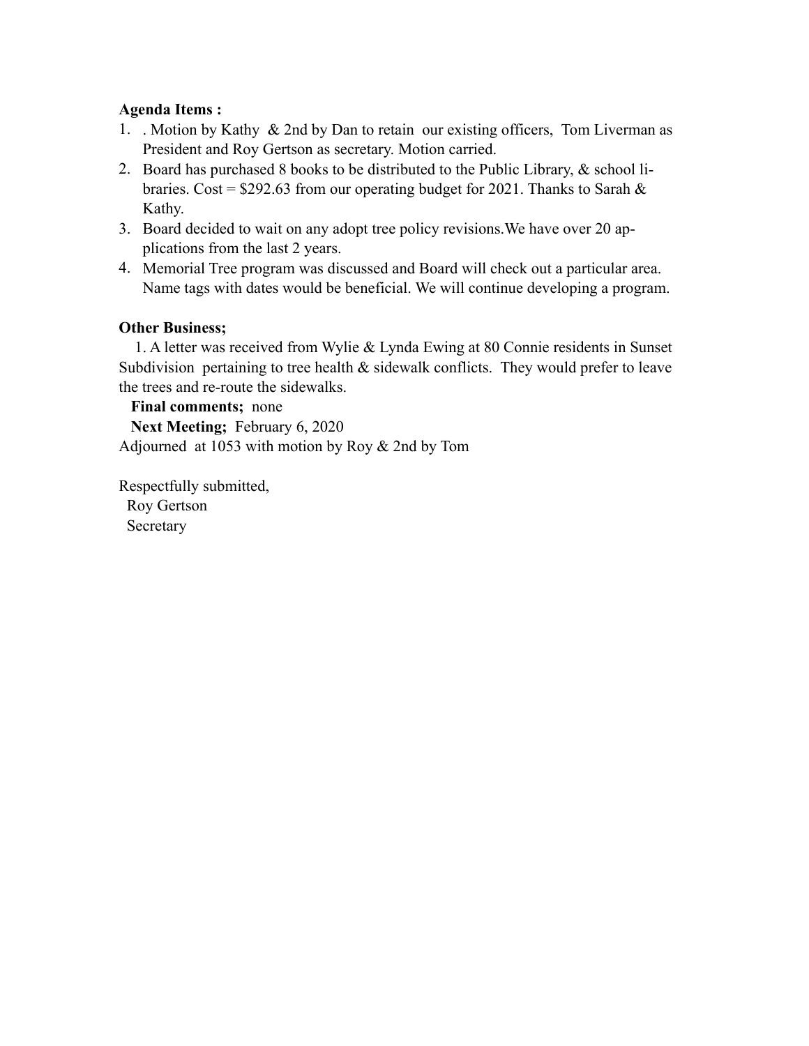**Agenda Items :**

1. . Motion by Kathy & 2nd by Dan to retain our existing officers, Tom Liverman as President and Roy Gertson as secretary. Motion carried.
2. Board has purchased 8 books to be distributed to the Public Library, & school libraries. Cost = $292.63 from our operating budget for 2021. Thanks to Sarah & Kathy.
3. Board decided to wait on any adopt tree policy revisions.We have over 20 applications from the last 2 years.
4. Memorial Tree program was discussed and Board will check out a particular area. Name tags with dates would be beneficial. We will continue developing a program.

**Other Business;**

1. A letter was received from Wylie & Lynda Ewing at 80 Connie residents in Sunset Subdivision pertaining to tree health & sidewalk conflicts. They would prefer to leave the trees and re-route the sidewalks.

**Final comments;** none

**Next Meeting;** February 6, 2020

Adjourned at 1053 with motion by Roy & 2nd by Tom

Respectfully submitted,
Roy Gertson
Secretary